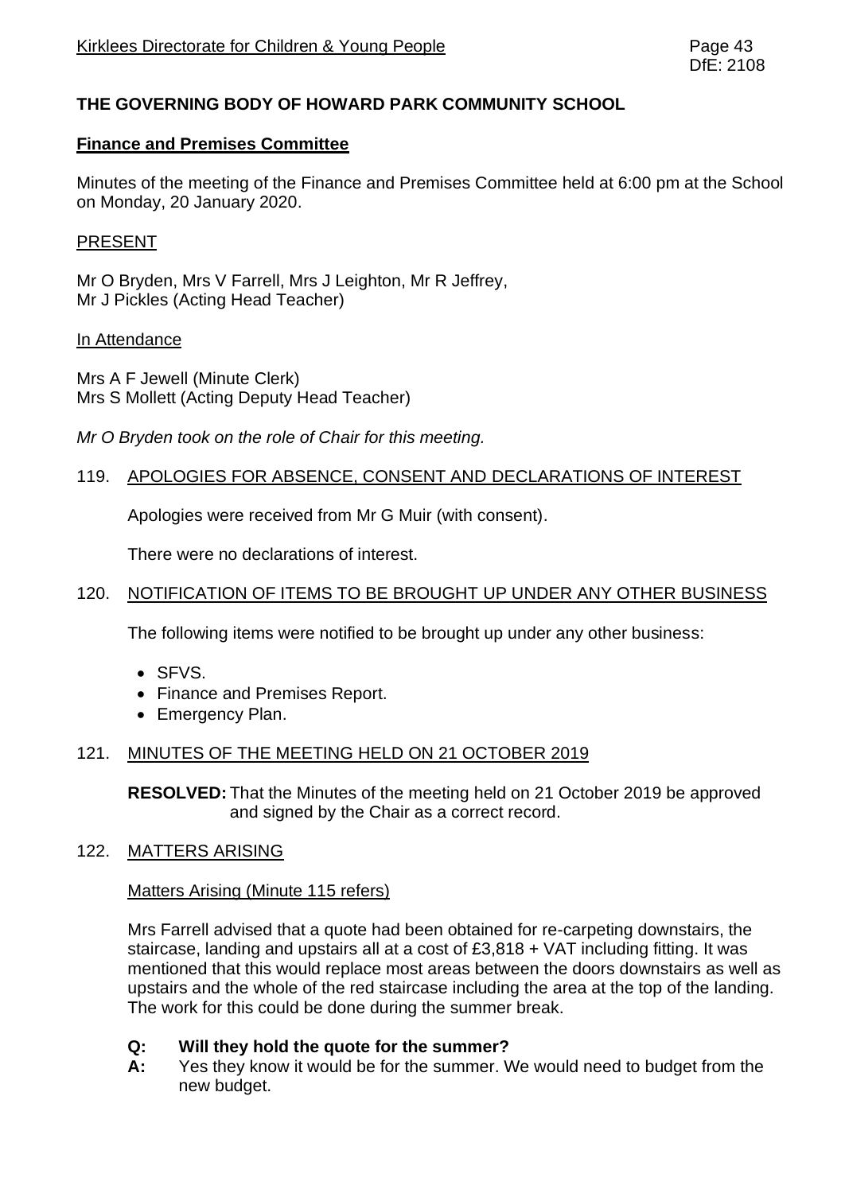# THE GOVERNING BODY OF HOWARD PARK COMMUNITY SCHOOL

## Finance and Premises Committee

Minutes of the meeting of the Finance and Premises Committee held at 6:00 pm at the School on Monday, 20 January 2020.

### PRESENT

Mr O Bryden, Mrs V Farrell, Mrs J Leighton, Mr R Jeffrey,
Mr J Pickles (Acting Head Teacher)

### In Attendance

Mrs A F Jewell (Minute Clerk)
Mrs S Mollett (Acting Deputy Head Teacher)

*Mr O Bryden took on the role of Chair for this meeting.*

### 119. APOLOGIES FOR ABSENCE, CONSENT AND DECLARATIONS OF INTEREST

Apologies were received from Mr G Muir (with consent).

There were no declarations of interest.

### 120. NOTIFICATION OF ITEMS TO BE BROUGHT UP UNDER ANY OTHER BUSINESS

The following items were notified to be brought up under any other business:

- SFVS.
- Finance and Premises Report.
- Emergency Plan.

### 121. MINUTES OF THE MEETING HELD ON 21 OCTOBER 2019

**RESOLVED:** That the Minutes of the meeting held on 21 October 2019 be approved and signed by the Chair as a correct record.

### 122. MATTERS ARISING

Matters Arising (Minute 115 refers)

Mrs Farrell advised that a quote had been obtained for re-carpeting downstairs, the staircase, landing and upstairs all at a cost of £3,818 + VAT including fitting. It was mentioned that this would replace most areas between the doors downstairs as well as upstairs and the whole of the red staircase including the area at the top of the landing. The work for this could be done during the summer break.

**Q: Will they hold the quote for the summer?**
**A:** Yes they know it would be for the summer. We would need to budget from the new budget.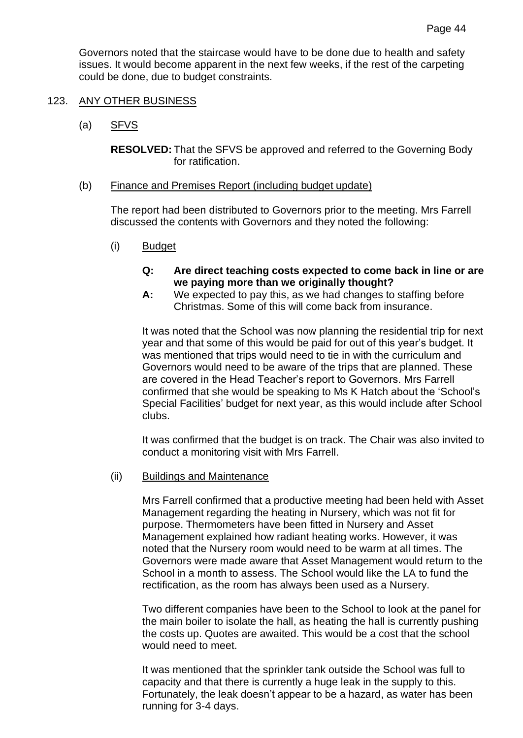Governors noted that the staircase would have to be done due to health and safety issues. It would become apparent in the next few weeks, if the rest of the carpeting could be done, due to budget constraints.

123. <u>ANY OTHER BUSINESS</u>

(a) <u>SFVS</u>

**RESOLVED:** That the SFVS be approved and referred to the Governing Body for ratification.

(b) <u>Finance and Premises Report (including budget update)</u>

The report had been distributed to Governors prior to the meeting. Mrs Farrell discussed the contents with Governors and they noted the following:

(i) <u>Budget</u>

**Q: Are direct teaching costs expected to come back in line or are we paying more than we originally thought?**

**A:** We expected to pay this, as we had changes to staffing before Christmas. Some of this will come back from insurance.

It was noted that the School was now planning the residential trip for next year and that some of this would be paid for out of this year's budget. It was mentioned that trips would need to tie in with the curriculum and Governors would need to be aware of the trips that are planned. These are covered in the Head Teacher's report to Governors. Mrs Farrell confirmed that she would be speaking to Ms K Hatch about the 'School's Special Facilities' budget for next year, as this would include after School clubs.

It was confirmed that the budget is on track. The Chair was also invited to conduct a monitoring visit with Mrs Farrell.

(ii) <u>Buildings and Maintenance</u>

Mrs Farrell confirmed that a productive meeting had been held with Asset Management regarding the heating in Nursery, which was not fit for purpose. Thermometers have been fitted in Nursery and Asset Management explained how radiant heating works. However, it was noted that the Nursery room would need to be warm at all times. The Governors were made aware that Asset Management would return to the School in a month to assess. The School would like the LA to fund the rectification, as the room has always been used as a Nursery.

Two different companies have been to the School to look at the panel for the main boiler to isolate the hall, as heating the hall is currently pushing the costs up. Quotes are awaited. This would be a cost that the school would need to meet.

It was mentioned that the sprinkler tank outside the School was full to capacity and that there is currently a huge leak in the supply to this. Fortunately, the leak doesn't appear to be a hazard, as water has been running for 3-4 days.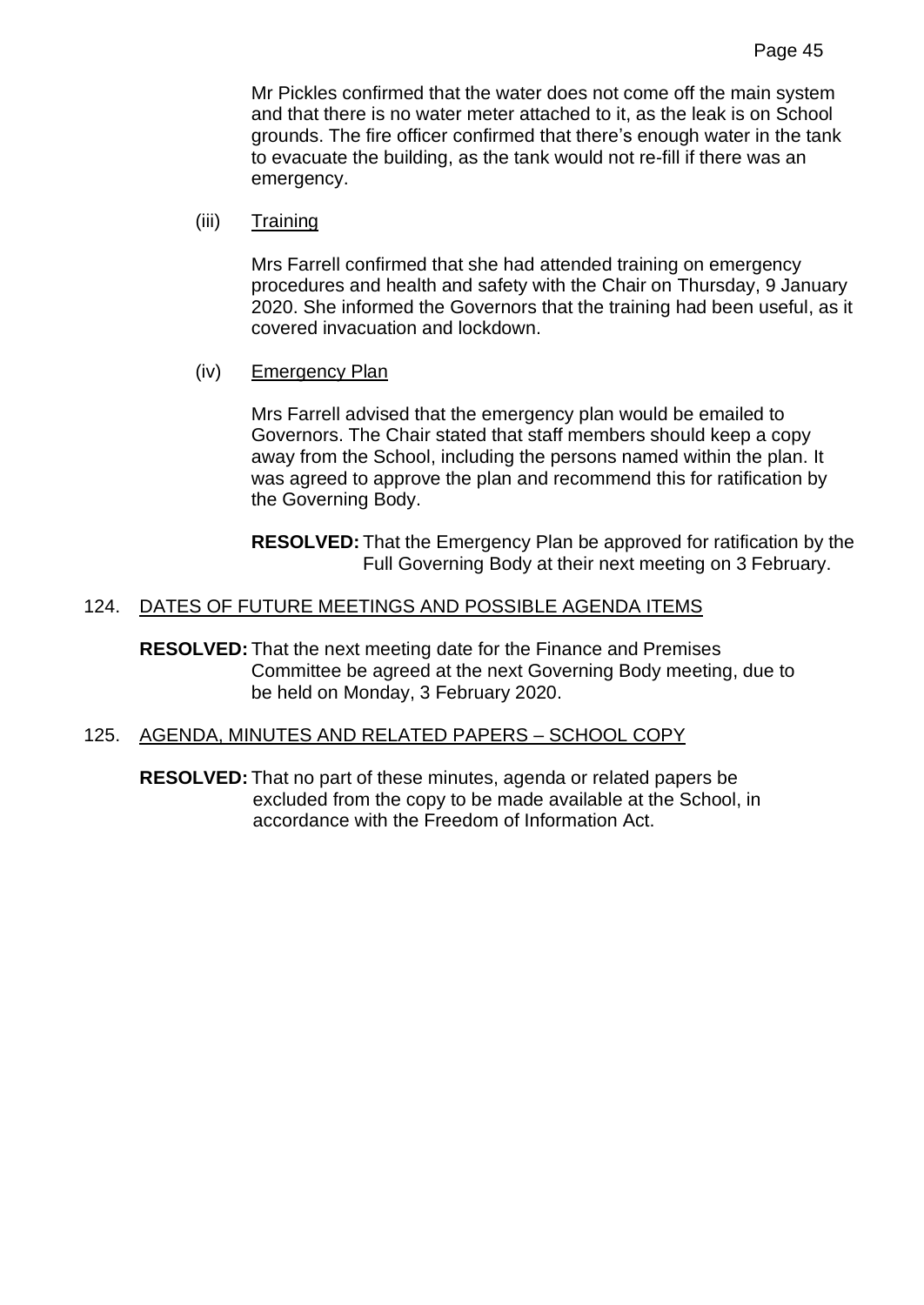Mr Pickles confirmed that the water does not come off the main system and that there is no water meter attached to it, as the leak is on School grounds. The fire officer confirmed that there's enough water in the tank to evacuate the building, as the tank would not re-fill if there was an emergency.

(iii) Training

Mrs Farrell confirmed that she had attended training on emergency procedures and health and safety with the Chair on Thursday, 9 January 2020. She informed the Governors that the training had been useful, as it covered invacuation and lockdown.

(iv) Emergency Plan

Mrs Farrell advised that the emergency plan would be emailed to Governors. The Chair stated that staff members should keep a copy away from the School, including the persons named within the plan. It was agreed to approve the plan and recommend this for ratification by the Governing Body.

**RESOLVED:** That the Emergency Plan be approved for ratification by the Full Governing Body at their next meeting on 3 February.

## 124. DATES OF FUTURE MEETINGS AND POSSIBLE AGENDA ITEMS

**RESOLVED:** That the next meeting date for the Finance and Premises Committee be agreed at the next Governing Body meeting, due to be held on Monday, 3 February 2020.

## 125. AGENDA, MINUTES AND RELATED PAPERS – SCHOOL COPY

**RESOLVED:** That no part of these minutes, agenda or related papers be excluded from the copy to be made available at the School, in accordance with the Freedom of Information Act.